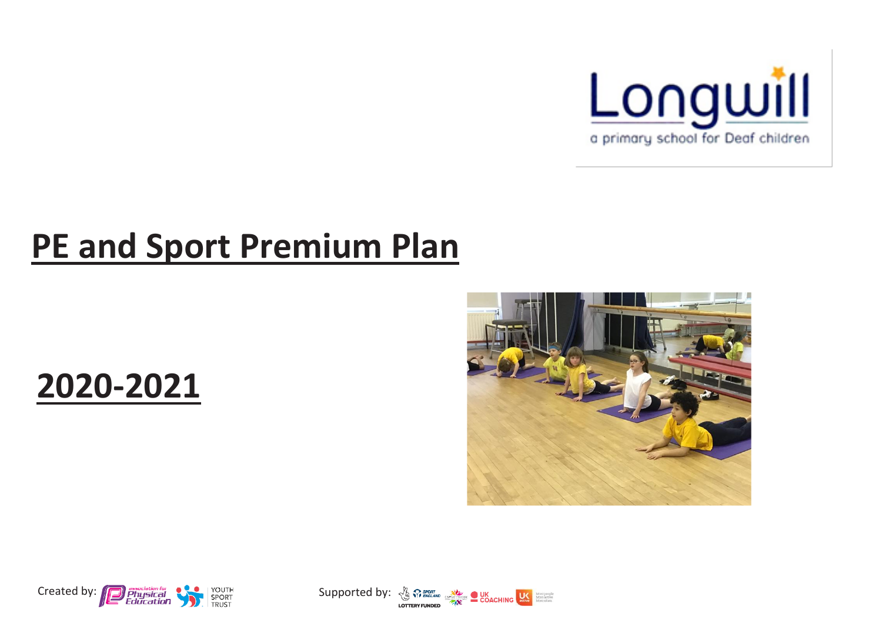Longwill

a primary school for Deaf children

# PE and Sport Premium Plan

## 2020-2021

Created by: association for Physical Education, YOUTH SPORT TRUST

Supported by: SPORT ENGLAND, LOTTERY FUNDED, UK COACHING, UK active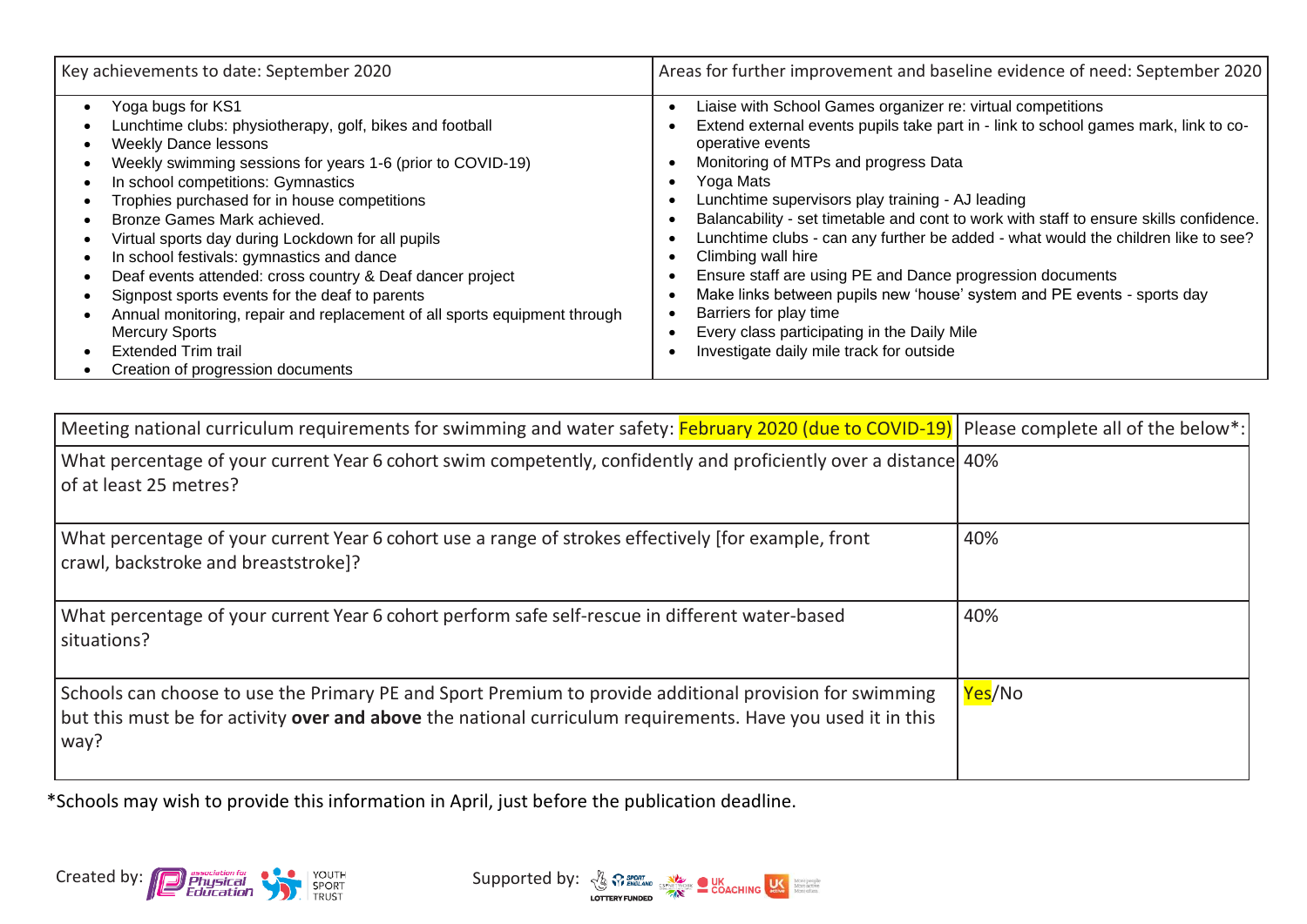| Key achievements to date: September 2020 | Areas for further improvement and baseline evidence of need: September 2020 |
|---|---|
| • Yoga bugs for KS1<br>• Lunchtime clubs: physiotherapy, golf, bikes and football<br>• Weekly Dance lessons<br>• Weekly swimming sessions for years 1-6 (prior to COVID-19)<br>• In school competitions: Gymnastics<br>• Trophies purchased for in house competitions<br>• Bronze Games Mark achieved.<br>• Virtual sports day during Lockdown for all pupils<br>• In school festivals: gymnastics and dance<br>• Deaf events attended: cross country & Deaf dancer project<br>• Signpost sports events for the deaf to parents<br>• Annual monitoring, repair and replacement of all sports equipment through Mercury Sports<br>• Extended Trim trail<br>• Creation of progression documents | • Liaise with School Games organizer re: virtual competitions<br>• Extend external events pupils take part in - link to school games mark, link to co-operative events<br>• Monitoring of MTPs and progress Data<br>• Yoga Mats<br>• Lunchtime supervisors play training - AJ leading<br>• Balancability - set timetable and cont to work with staff to ensure skills confidence.<br>• Lunchtime clubs - can any further be added - what would the children like to see?<br>• Climbing wall hire<br>• Ensure staff are using PE and Dance progression documents<br>• Make links between pupils new 'house' system and PE events - sports day<br>• Barriers for play time<br>• Every class participating in the Daily Mile<br>• Investigate daily mile track for outside |

| Meeting national curriculum requirements for swimming and water safety: February 2020 (due to COVID-19) | Please complete all of the below*: |
|---|---|
| What percentage of your current Year 6 cohort swim competently, confidently and proficiently over a distance of at least 25 metres? | 40% |
| What percentage of your current Year 6 cohort use a range of strokes effectively [for example, front crawl, backstroke and breaststroke]? | 40% |
| What percentage of your current Year 6 cohort perform safe self-rescue in different water-based situations? | 40% |
| Schools can choose to use the Primary PE and Sport Premium to provide additional provision for swimming but this must be for activity **over and above** the national curriculum requirements. Have you used it in this way? | Yes/No |

*Schools may wish to provide this information in April, just before the publication deadline.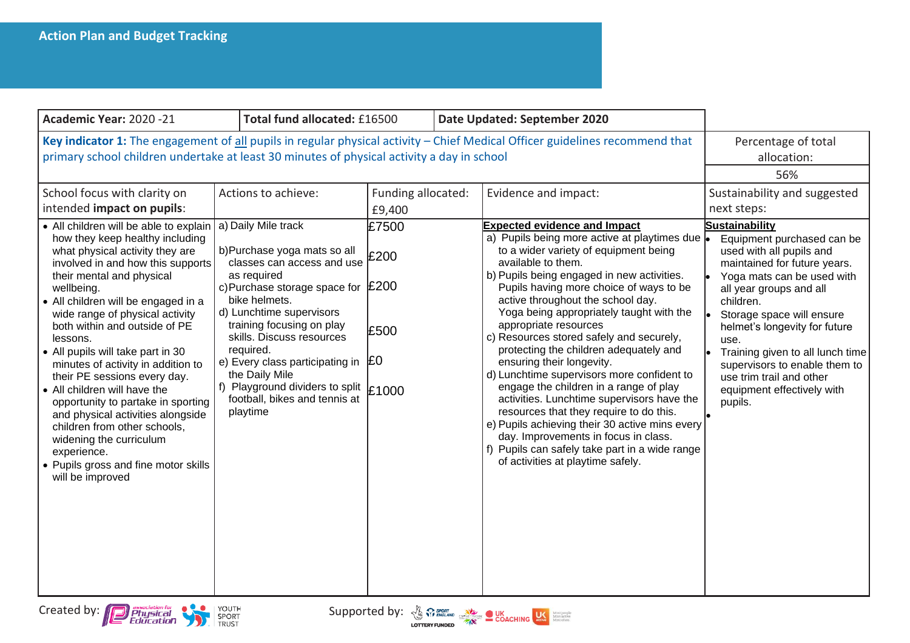## Action Plan and Budget Tracking

| Academic Year: 2020 -21 | Total fund allocated: £16500 | Date Updated: September 2020 | | |
|---|---|---|---|---|
| **Key indicator 1:** The engagement of all pupils in regular physical activity – Chief Medical Officer guidelines recommend that primary school children undertake at least 30 minutes of physical activity a day in school | | | | Percentage of total allocation: 56% |
| School focus with clarity on intended **impact on pupils**: | Actions to achieve: | Funding allocated: £9,400 | Evidence and impact: | Sustainability and suggested next steps: |
| • All children will be able to explain how they keep healthy including what physical activity they are involved in and how this supports their mental and physical wellbeing.<br>• All children will be engaged in a wide range of physical activity both within and outside of PE lessons.<br>• All pupils will take part in 30 minutes of activity in addition to their PE sessions every day.<br>• All children will have the opportunity to partake in sporting and physical activities alongside children from other schools, widening the curriculum experience.<br>• Pupils gross and fine motor skills will be improved | a) Daily Mile track<br>b)Purchase yoga mats so all classes can access and use as required<br>c)Purchase storage space for bike helmets.<br>d) Lunchtime supervisors training focusing on play skills. Discuss resources required.<br>e) Every class participating in the Daily Mile<br>f) Playground dividers to split football, bikes and tennis at playtime | £7500<br>£200<br>£200<br>£500<br>£0<br>£1000 | **Expected evidence and Impact**<br>a) Pupils being more active at playtimes due to a wider variety of equipment being available to them.<br>b) Pupils being engaged in new activities. Pupils having more choice of ways to be active throughout the school day. Yoga being appropriately taught with the appropriate resources<br>c) Resources stored safely and securely, protecting the children adequately and ensuring their longevity.<br>d) Lunchtime supervisors more confident to engage the children in a range of play activities. Lunchtime supervisors have the resources that they require to do this.<br>e) Pupils achieving their 30 active mins every day. Improvements in focus in class.<br>f) Pupils can safely take part in a wide range of activities at playtime safely. | **Sustainability**<br>• Equipment purchased can be used with all pupils and maintained for future years.<br>• Yoga mats can be used with all year groups and all children.<br>• Storage space will ensure helmet's longevity for future use.<br>• Training given to all lunch time supervisors to enable them to use trim trail and other equipment effectively with pupils.<br>• |

Created by: Association for Physical Education, Youth Sport Trust

Supported by: Sport England Lottery Funded, CSPNetwork, UK Coaching, UK Active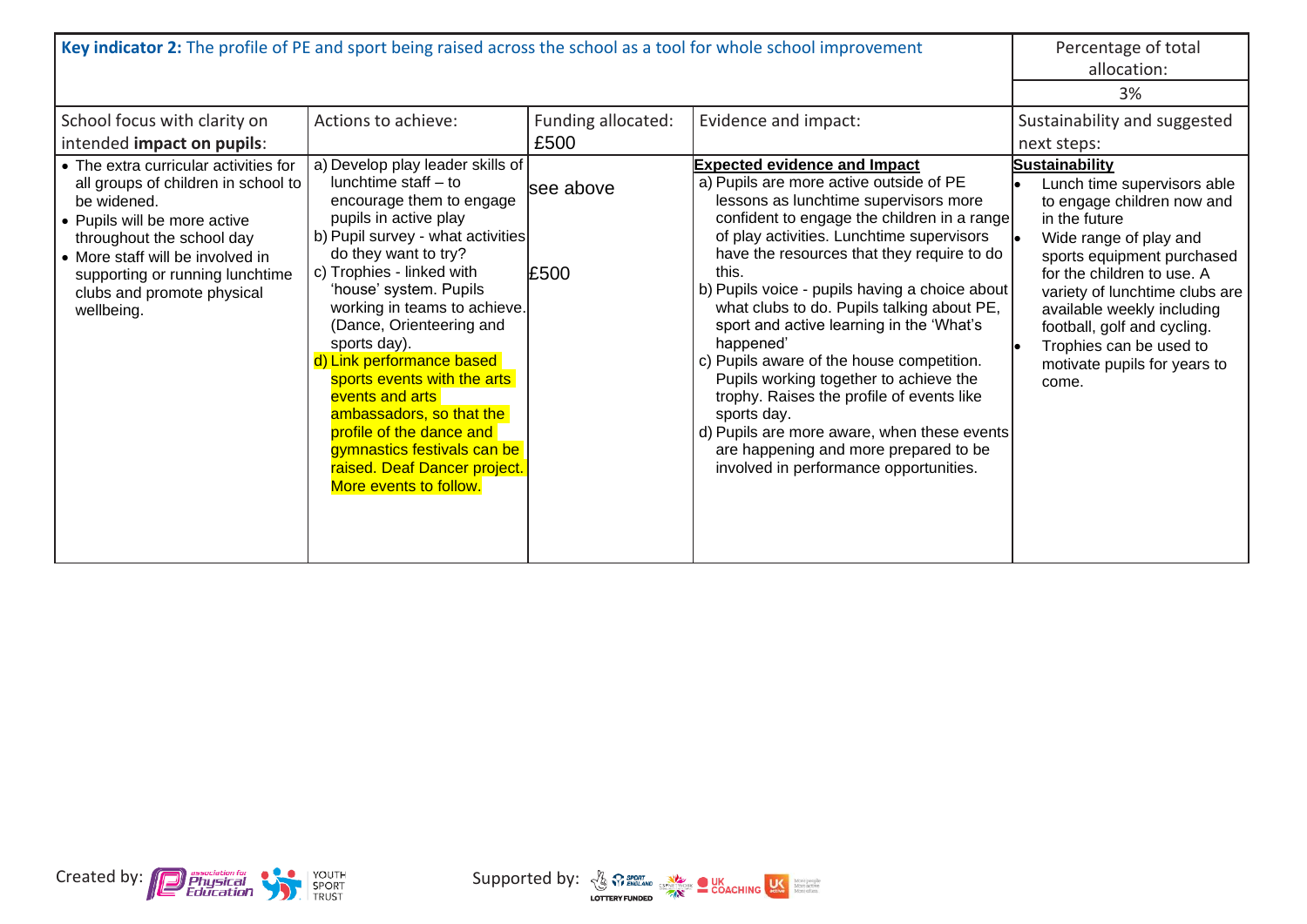| **Key indicator 2:** The profile of PE and sport being raised across the school as a tool for whole school improvement | | | | Percentage of total allocation: |
|---|---|---|---|---|
| | | | | 3% |
| School focus with clarity on intended **impact on pupils**: | Actions to achieve: | Funding allocated: £500 | Evidence and impact: | Sustainability and suggested next steps: |
| • The extra curricular activities for all groups of children in school to be widened.<br>• Pupils will be more active throughout the school day<br>• More staff will be involved in supporting or running lunchtime clubs and promote physical wellbeing. | a) Develop play leader skills of lunchtime staff – to encourage them to engage pupils in active play<br>b) Pupil survey - what activities do they want to try?<br>c) Trophies - linked with 'house' system. Pupils working in teams to achieve. (Dance, Orienteering and sports day).<br>d) Link performance based sports events with the arts events and arts ambassadors, so that the profile of the dance and gymnastics festivals can be raised. Deaf Dancer project. More events to follow. | see above<br><br>£500 | **Expected evidence and Impact**<br>a) Pupils are more active outside of PE lessons as lunchtime supervisors more confident to engage the children in a range of play activities. Lunchtime supervisors have the resources that they require to do this.<br>b) Pupils voice - pupils having a choice about what clubs to do. Pupils talking about PE, sport and active learning in the 'What's happened'<br>c) Pupils aware of the house competition. Pupils working together to achieve the trophy. Raises the profile of events like sports day.<br>d) Pupils are more aware, when these events are happening and more prepared to be involved in performance opportunities. | **Sustainability**<br>• Lunch time supervisors able to engage children now and in the future<br>• Wide range of play and sports equipment purchased for the children to use. A variety of lunchtime clubs are available weekly including football, golf and cycling.<br>• Trophies can be used to motivate pupils for years to come. |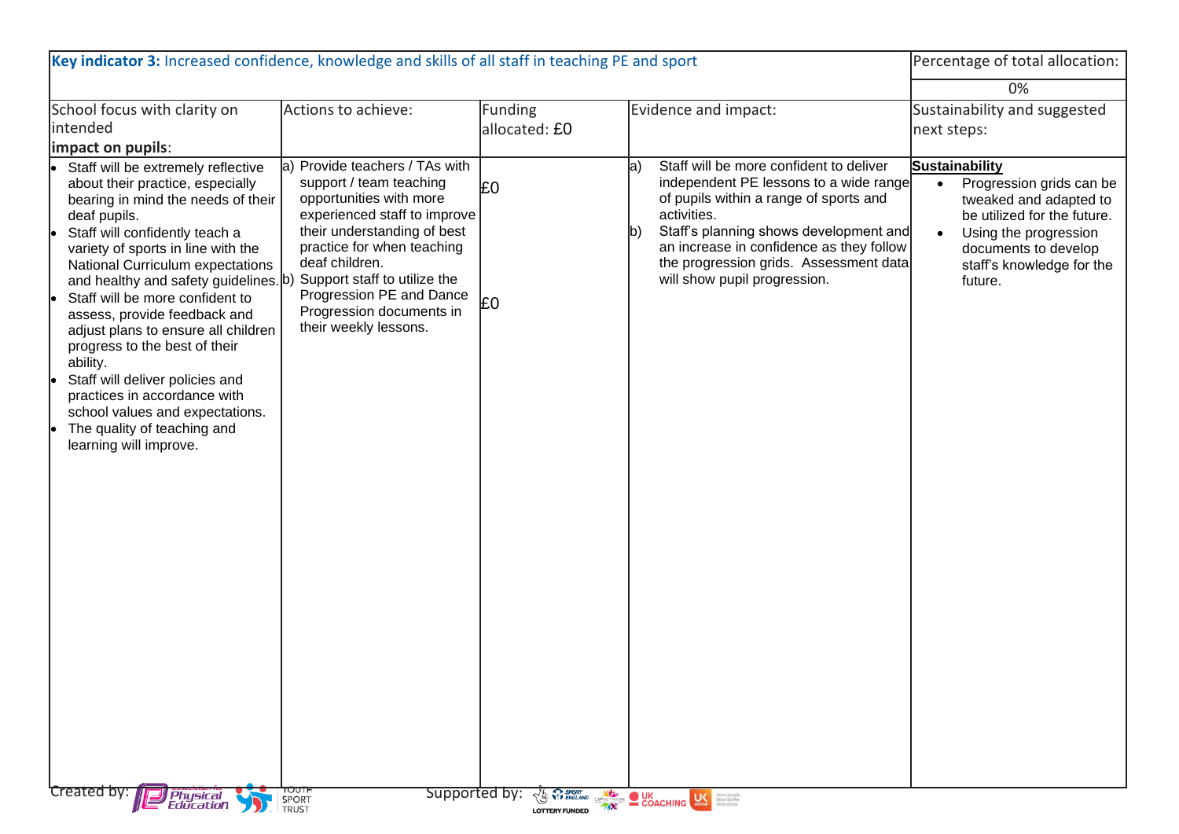| **Key indicator 3:** Increased confidence, knowledge and skills of all staff in teaching PE and sport | | | | Percentage of total allocation: |
|---|---|---|---|---|
| | | | | 0% |
| School focus with clarity on intended **impact on pupils**: | Actions to achieve: | Funding allocated: £0 | Evidence and impact: | Sustainability and suggested next steps: |
| • Staff will be extremely reflective about their practice, especially bearing in mind the needs of their deaf pupils.<br>• Staff will confidently teach a variety of sports in line with the National Curriculum expectations and healthy and safety guidelines.<br>• Staff will be more confident to assess, provide feedback and adjust plans to ensure all children progress to the best of their ability.<br>• Staff will deliver policies and practices in accordance with school values and expectations.<br>• The quality of teaching and learning will improve. | a) Provide teachers / TAs with support / team teaching opportunities with more experienced staff to improve their understanding of best practice for when teaching deaf children.<br>b) Support staff to utilize the Progression PE and Dance Progression documents in their weekly lessons. | £0<br><br>£0 | a) Staff will be more confident to deliver independent PE lessons to a wide range of pupils within a range of sports and activities.<br>b) Staff's planning shows development and an increase in confidence as they follow the progression grids. Assessment data will show pupil progression. | **Sustainability**<br>• Progression grids can be tweaked and adapted to be utilized for the future.<br>• Using the progression documents to develop staff's knowledge for the future. |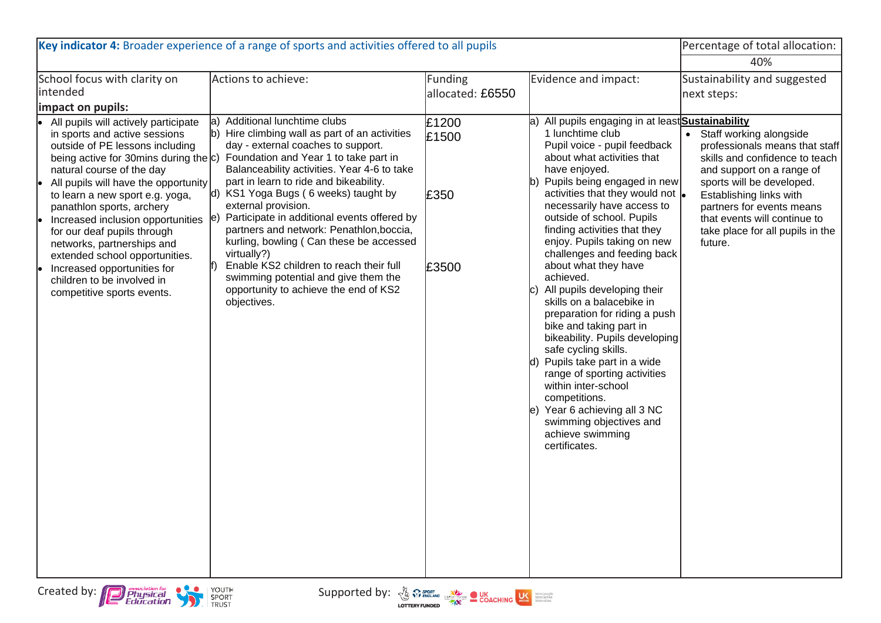| **Key indicator 4:** Broader experience of a range of sports and activities offered to all pupils | | | | Percentage of total allocation: |
|---|---|---|---|---|
| | | | | 40% |
| School focus with clarity on intended **impact on pupils:** | Actions to achieve: | Funding allocated: £6550 | Evidence and impact: | Sustainability and suggested next steps: |
| • All pupils will actively participate in sports and active sessions outside of PE lessons including being active for 30mins during the natural course of the day<br>• All pupils will have the opportunity to learn a new sport e.g. yoga, panathlon sports, archery<br>• Increased inclusion opportunities for our deaf pupils through networks, partnerships and extended school opportunities.<br>• Increased opportunities for children to be involved in competitive sports events. | a) Additional lunchtime clubs<br>b) Hire climbing wall as part of an activities day - external coaches to support.<br>c) Foundation and Year 1 to take part in Balanceability activities. Year 4-6 to take part in learn to ride and bikeability.<br>d) KS1 Yoga Bugs ( 6 weeks) taught by external provision.<br>e) Participate in additional events offered by partners and network: Penathlon,boccia, kurling, bowling ( Can these be accessed virtually?)<br>f) Enable KS2 children to reach their full swimming potential and give them the opportunity to achieve the end of KS2 objectives. | £1200<br>£1500<br><br><br>£350<br><br><br>£3500 | a) All pupils engaging in at least 1 lunchtime club<br>Pupil voice - pupil feedback about what activities that have enjoyed.<br>b) Pupils being engaged in new activities that they would not necessarily have access to outside of school. Pupils finding activities that they enjoy. Pupils taking on new challenges and feeding back about what they have achieved.<br>c) All pupils developing their skills on a balacebike in preparation for riding a push bike and taking part in bikeability. Pupils developing safe cycling skills.<br>d) Pupils take part in a wide range of sporting activities within inter-school competitions.<br>e) Year 6 achieving all 3 NC swimming objectives and achieve swimming certificates. | **Sustainability**<br>• Staff working alongside professionals means that staff skills and confidence to teach and support on a range of sports will be developed.<br>• Establishing links with partners for events means that events will continue to take place for all pupils in the future. |

Created by: association for Physical Education, YOUTH SPORT TRUST

Supported by: SPORT ENGLAND, LOTTERY FUNDED, CSPNETWORK, UK COACHING, UK active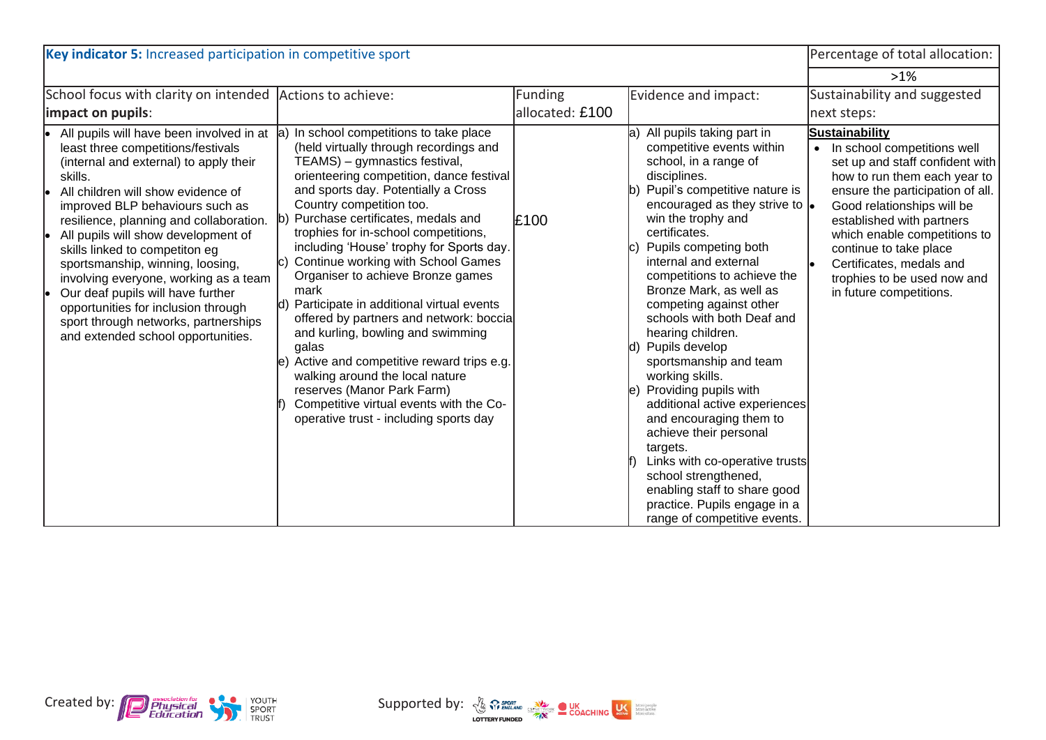| Key indicator 5: Increased participation in competitive sport | | | | Percentage of total allocation: |
|---|---|---|---|---|
| | | | | >1% |
| School focus with clarity on intended **impact on pupils**: | Actions to achieve: | Funding allocated: £100 | Evidence and impact: | Sustainability and suggested next steps: |
| • All pupils will have been involved in at least three competitions/festivals (internal and external) to apply their skills.<br>• All children will show evidence of improved BLP behaviours such as resilience, planning and collaboration.<br>• All pupils will show development of skills linked to competiton eg sportsmanship, winning, loosing, involving everyone, working as a team<br>• Our deaf pupils will have further opportunities for inclusion through sport through networks, partnerships and extended school opportunities. | a) In school competitions to take place (held virtually through recordings and TEAMS) – gymnastics festival, orienteering competition, dance festival and sports day. Potentially a Cross Country competition too.<br>b) Purchase certificates, medals and trophies for in-school competitions, including 'House' trophy for Sports day.<br>c) Continue working with School Games Organiser to achieve Bronze games mark<br>d) Participate in additional virtual events offered by partners and network: boccia and kurling, bowling and swimming galas<br>e) Active and competitive reward trips e.g. walking around the local nature reserves (Manor Park Farm)<br>f) Competitive virtual events with the Co-operative trust - including sports day | £100 | a) All pupils taking part in competitive events within school, in a range of disciplines.<br>b) Pupil's competitive nature is encouraged as they strive to win the trophy and certificates.<br>c) Pupils competing both internal and external competitions to achieve the Bronze Mark, as well as competing against other schools with both Deaf and hearing children.<br>d) Pupils develop sportsmanship and team working skills.<br>e) Providing pupils with additional active experiences and encouraging them to achieve their personal targets.<br>f) Links with co-operative trusts school strengthened, enabling staff to share good practice. Pupils engage in a range of competitive events. | **Sustainability**<br>• In school competitions well set up and staff confident with how to run them each year to ensure the participation of all.<br>• Good relationships will be established with partners which enable competitions to continue to take place<br>• Certificates, medals and trophies to be used now and in future competitions. |

Created by: Association for Physical Education, Youth Sport Trust

Supported by: Sport England, UK Coaching, UK Active